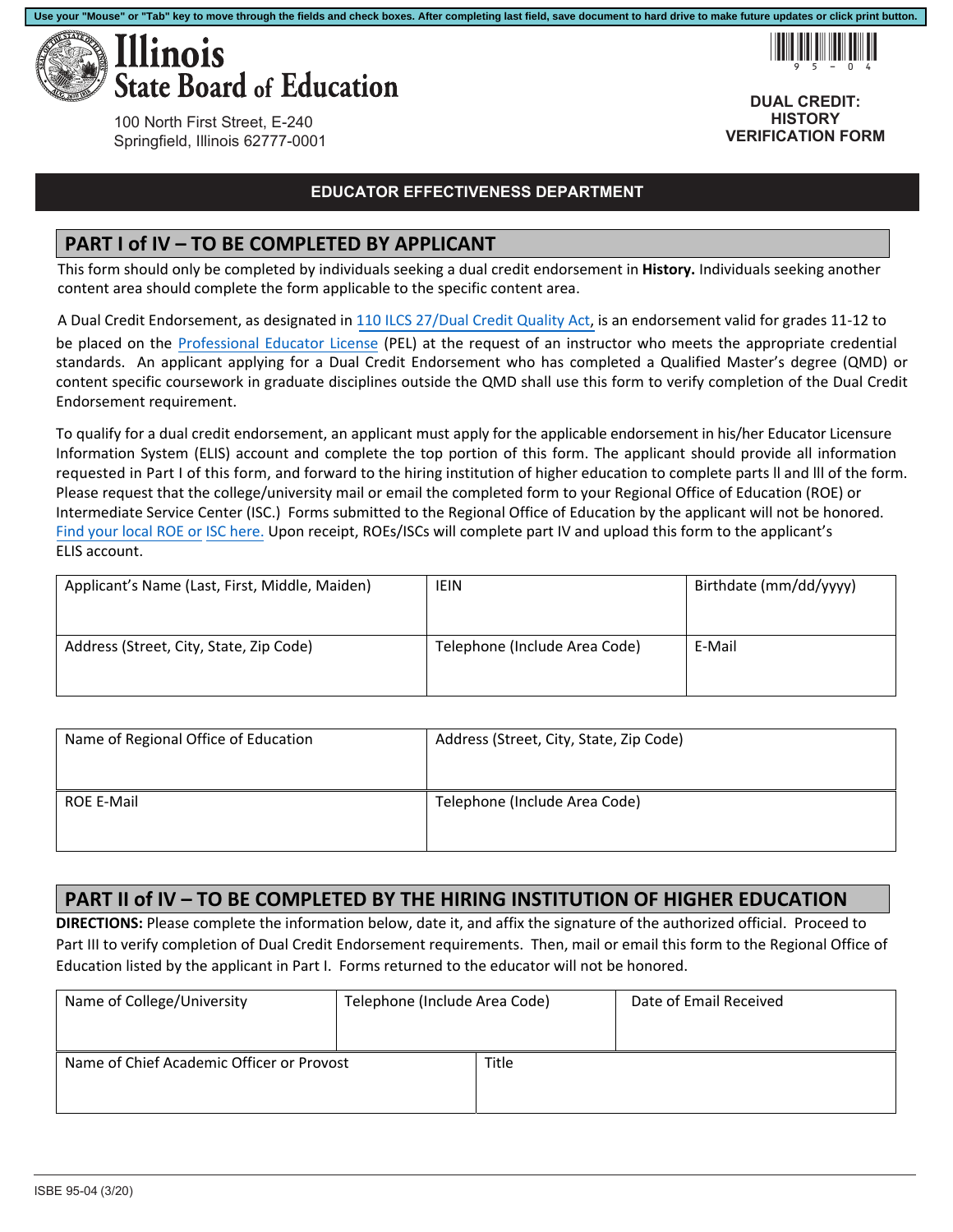Use your "Mouse" or "Tab" key to move through the fields and check boxes. After completing last field, save document to hard drive to make future updates or click print button.

# Illinois State Board of Education

100 North First Street, E-240
Springfield, Illinois 62777-0001

**DUAL CREDIT: HISTORY VERIFICATION FORM**

**EDUCATOR EFFECTIVENESS DEPARTMENT**

## PART I of IV – TO BE COMPLETED BY APPLICANT

This form should only be completed by individuals seeking a dual credit endorsement in **History.** Individuals seeking another content area should complete the form applicable to the specific content area.

A Dual Credit Endorsement, as designated in 110 ILCS 27/Dual Credit Quality Act, is an endorsement valid for grades 11-12 to be placed on the Professional Educator License (PEL) at the request of an instructor who meets the appropriate credential standards. An applicant applying for a Dual Credit Endorsement who has completed a Qualified Master's degree (QMD) or content specific coursework in graduate disciplines outside the QMD shall use this form to verify completion of the Dual Credit Endorsement requirement.

To qualify for a dual credit endorsement, an applicant must apply for the applicable endorsement in his/her Educator Licensure Information System (ELIS) account and complete the top portion of this form. The applicant should provide all information requested in Part I of this form, and forward to the hiring institution of higher education to complete parts ll and lll of the form. Please request that the college/university mail or email the completed form to your Regional Office of Education (ROE) or Intermediate Service Center (ISC.) Forms submitted to the Regional Office of Education by the applicant will not be honored. Find your local ROE or ISC here. Upon receipt, ROEs/ISCs will complete part IV and upload this form to the applicant's ELIS account.

| Applicant's Name (Last, First, Middle, Maiden) | IEIN | Birthdate (mm/dd/yyyy) |
|---|---|---|
| Address (Street, City, State, Zip Code) | Telephone (Include Area Code) | E-Mail |

| Name of Regional Office of Education | Address (Street, City, State, Zip Code) |
|---|---|
| ROE E-Mail | Telephone (Include Area Code) |

## PART II of IV – TO BE COMPLETED BY THE HIRING INSTITUTION OF HIGHER EDUCATION

**DIRECTIONS:** Please complete the information below, date it, and affix the signature of the authorized official. Proceed to Part III to verify completion of Dual Credit Endorsement requirements. Then, mail or email this form to the Regional Office of Education listed by the applicant in Part I. Forms returned to the educator will not be honored.

| Name of College/University | Telephone (Include Area Code) | Date of Email Received |
|---|---|---|
| Name of Chief Academic Officer or Provost | Title | |

ISBE 95-04 (3/20)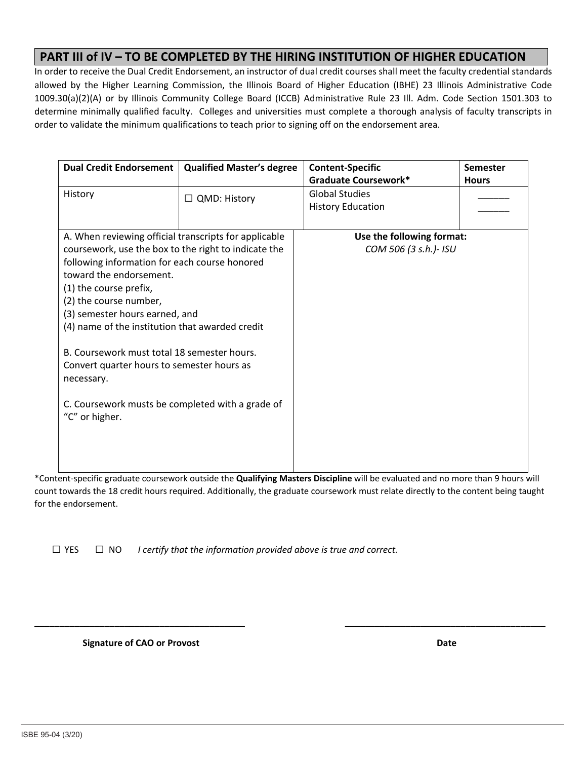## PART III of IV – TO BE COMPLETED BY THE HIRING INSTITUTION OF HIGHER EDUCATION

In order to receive the Dual Credit Endorsement, an instructor of dual credit courses shall meet the faculty credential standards allowed by the Higher Learning Commission, the Illinois Board of Higher Education (IBHE) 23 Illinois Administrative Code 1009.30(a)(2)(A) or by Illinois Community College Board (ICCB) Administrative Rule 23 Ill. Adm. Code Section 1501.303 to determine minimally qualified faculty. Colleges and universities must complete a thorough analysis of faculty transcripts in order to validate the minimum qualifications to teach prior to signing off on the endorsement area.

| Dual Credit Endorsement | Qualified Master's degree | Content-Specific Graduate Coursework* | Semester Hours |
|---|---|---|---|
| History | ☐ QMD: History | Global Studies<br>History Education | ______<br>______ |
| A. When reviewing official transcripts for applicable coursework, use the box to the right to indicate the following information for each course honored toward the endorsement.<br>(1) the course prefix,<br>(2) the course number,<br>(3) semester hours earned, and<br>(4) name of the institution that awarded credit<br><br>B. Coursework must total 18 semester hours. Convert quarter hours to semester hours as necessary.<br><br>C. Coursework musts be completed with a grade of "C" or higher. | | **Use the following format:**<br>*COM 506 (3 s.h.)- ISU* | |

*Content-specific graduate coursework outside the **Qualifying Masters Discipline** will be evaluated and no more than 9 hours will count towards the 18 credit hours required. Additionally, the graduate coursework must relate directly to the content being taught for the endorsement.

☐ YES ☐ NO *I certify that the information provided above is true and correct.*

_________________________________________ _________________________________________

**Signature of CAO or Provost** **Date**

ISBE 95-04 (3/20)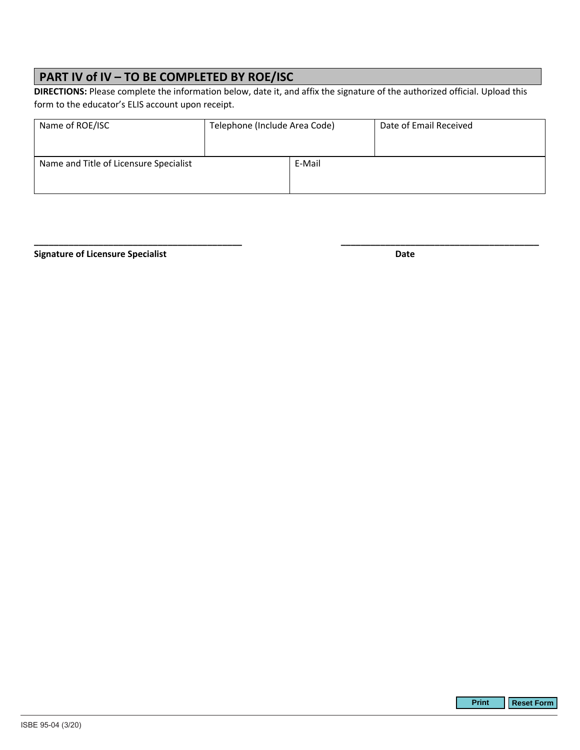## PART IV of IV – TO BE COMPLETED BY ROE/ISC

**DIRECTIONS:** Please complete the information below, date it, and affix the signature of the authorized official. Upload this form to the educator's ELIS account upon receipt.

| Name of ROE/ISC | Telephone (Include Area Code) | Date of Email Received |
|---|---|---|
| | | |

| Name and Title of Licensure Specialist | E-Mail |
|---|---|
| | |

___________________________________________ ___________________________________________

**Signature of Licensure Specialist** **Date**

Print Reset Form

ISBE 95-04 (3/20)